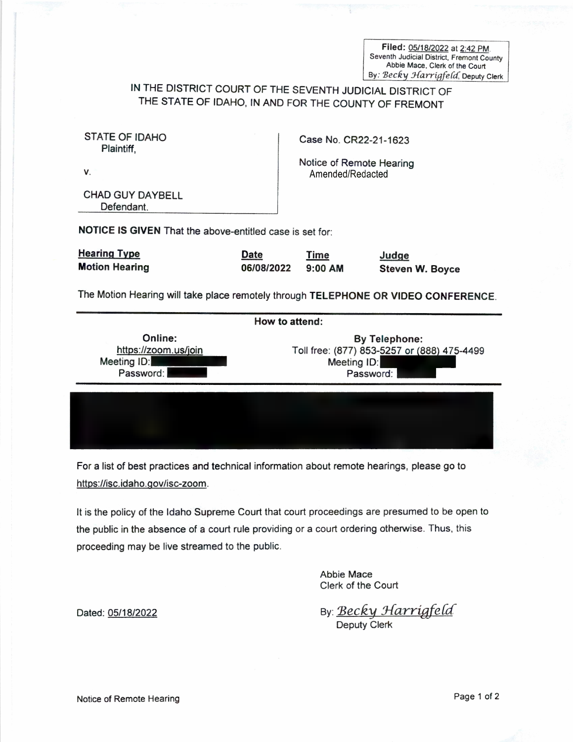**Filed:** 05/18/2022 at 2:42 PM
Seventh Judicial District, Fremont County
Abbie Mace, Clerk of the Court
By: *Becky Harrigfeld*, Deputy Clerk

# IN THE DISTRICT COURT OF THE SEVENTH JUDICIAL DISTRICT OF THE STATE OF IDAHO, IN AND FOR THE COUNTY OF FREMONT

| | |
|---|---|
| STATE OF IDAHO<br>Plaintiff,<br><br>v.<br><br>CHAD GUY DAYBELL<br>Defendant. | Case No. CR22-21-1623<br><br>Notice of Remote Hearing<br>Amended/Redacted |

**NOTICE IS GIVEN** That the above-entitled case is set for:

| Hearing Type | Date | Time | Judge |
|---|---|---|---|
| **Motion Hearing** | **06/08/2022** | **9:00 AM** | **Steven W. Boyce** |

The Motion Hearing will take place remotely through **TELEPHONE OR VIDEO CONFERENCE**.

**How to attend:**

| Online: | By Telephone: |
|---|---|
| https://zoom.us/join | Toll free: (877) 853-5257 or (888) 475-4499 |
| Meeting ID: [REDACTED] | Meeting ID: [REDACTED] |
| Password: [REDACTED] | Password: [REDACTED] |

[REDACTED]

For a list of best practices and technical information about remote hearings, please go to https://isc.idaho.gov/isc-zoom.

It is the policy of the Idaho Supreme Court that court proceedings are presumed to be open to the public in the absence of a court rule providing or a court ordering otherwise. Thus, this proceeding may be live streamed to the public.

Abbie Mace
Clerk of the Court

Dated: 05/18/2022

By: *Becky Harrigfeld*
Deputy Clerk

Notice of Remote Hearing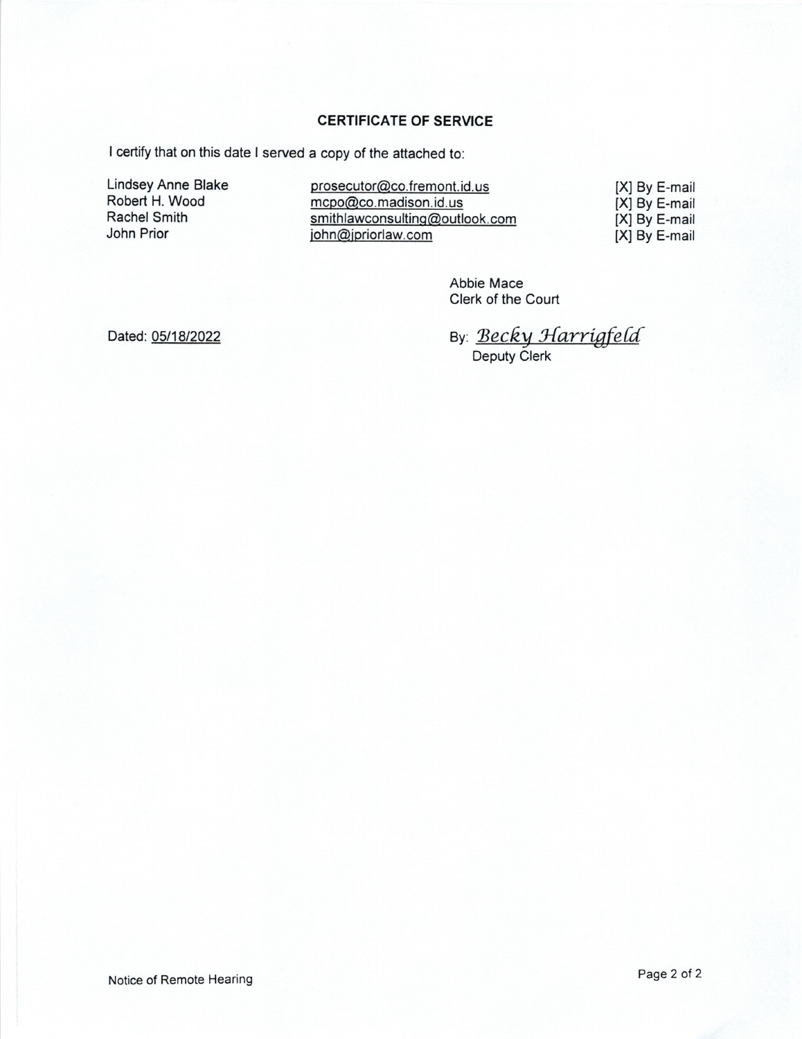**CERTIFICATE OF SERVICE**

I certify that on this date I served a copy of the attached to:

| | | |
|---|---|---|
| Lindsey Anne Blake | prosecutor@co.fremont.id.us | [X] By E-mail |
| Robert H. Wood | mcpo@co.madison.id.us | [X] By E-mail |
| Rachel Smith | smithlawconsulting@outlook.com | [X] By E-mail |
| John Prior | john@jpriorlaw.com | [X] By E-mail |

Abbie Mace
Clerk of the Court

Dated: 05/18/2022

By: *Becky Harrigfeld*
Deputy Clerk

Notice of Remote Hearing